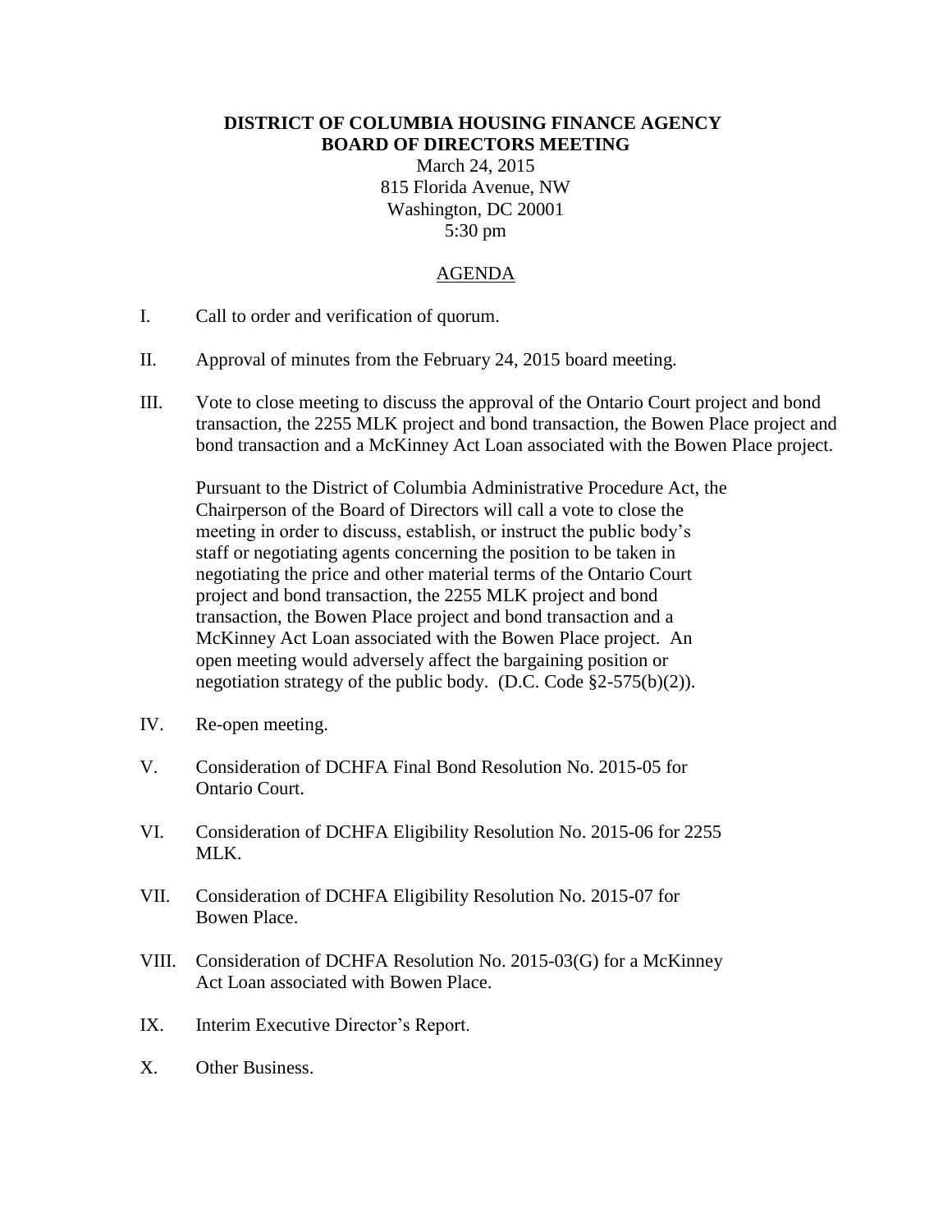**DISTRICT OF COLUMBIA HOUSING FINANCE AGENCY**
**BOARD OF DIRECTORS MEETING**

March 24, 2015
815 Florida Avenue, NW
Washington, DC 20001
5:30 pm

AGENDA

I. Call to order and verification of quorum.

II. Approval of minutes from the February 24, 2015 board meeting.

III. Vote to close meeting to discuss the approval of the Ontario Court project and bond transaction, the 2255 MLK project and bond transaction, the Bowen Place project and bond transaction and a McKinney Act Loan associated with the Bowen Place project.

   Pursuant to the District of Columbia Administrative Procedure Act, the Chairperson of the Board of Directors will call a vote to close the meeting in order to discuss, establish, or instruct the public body's staff or negotiating agents concerning the position to be taken in negotiating the price and other material terms of the Ontario Court project and bond transaction, the 2255 MLK project and bond transaction, the Bowen Place project and bond transaction and a McKinney Act Loan associated with the Bowen Place project. An open meeting would adversely affect the bargaining position or negotiation strategy of the public body. (D.C. Code §2-575(b)(2)).

IV. Re-open meeting.

V. Consideration of DCHFA Final Bond Resolution No. 2015-05 for Ontario Court.

VI. Consideration of DCHFA Eligibility Resolution No. 2015-06 for 2255 MLK.

VII. Consideration of DCHFA Eligibility Resolution No. 2015-07 for Bowen Place.

VIII. Consideration of DCHFA Resolution No. 2015-03(G) for a McKinney Act Loan associated with Bowen Place.

IX. Interim Executive Director's Report.

X. Other Business.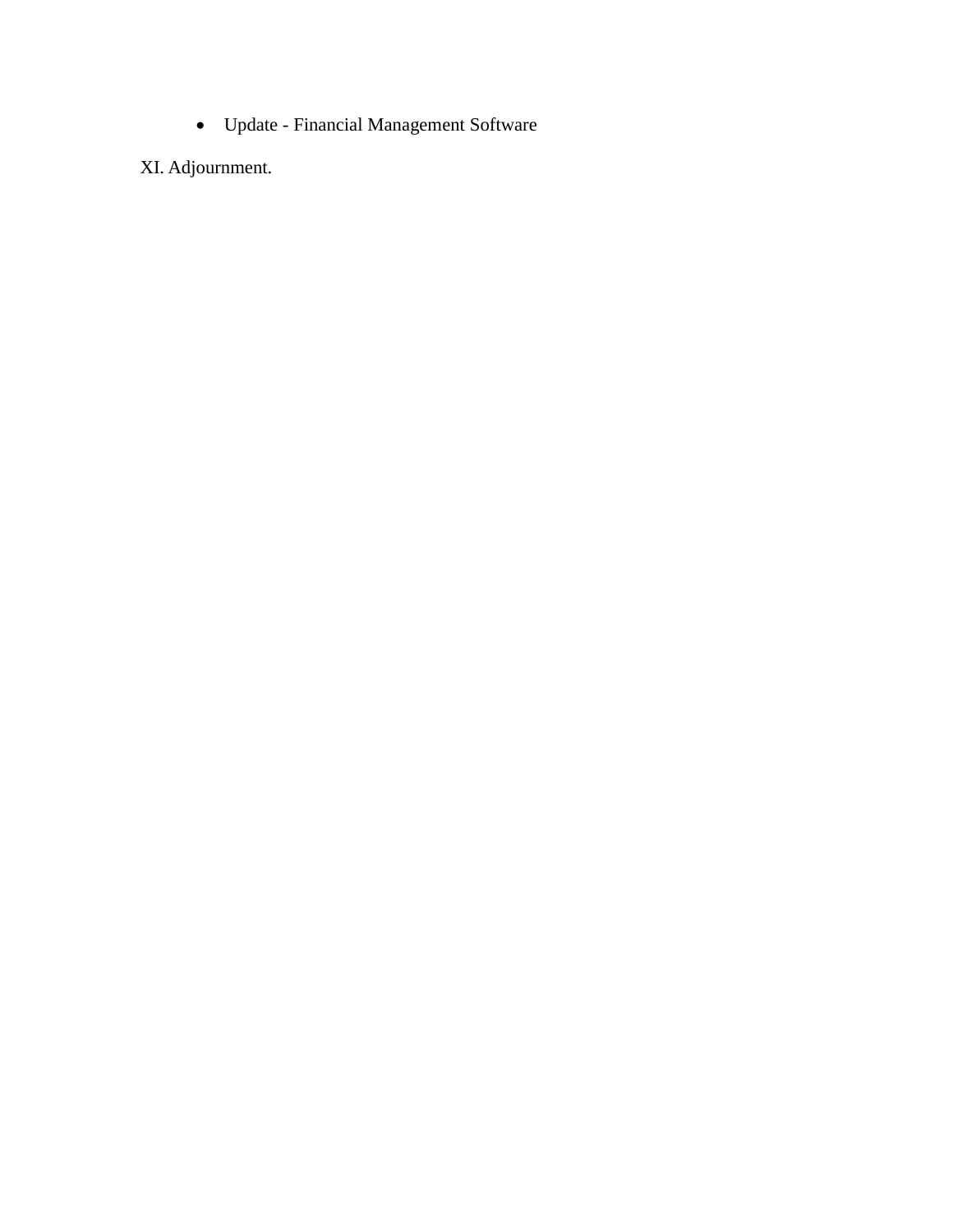- Update - Financial Management Software

XI. Adjournment.